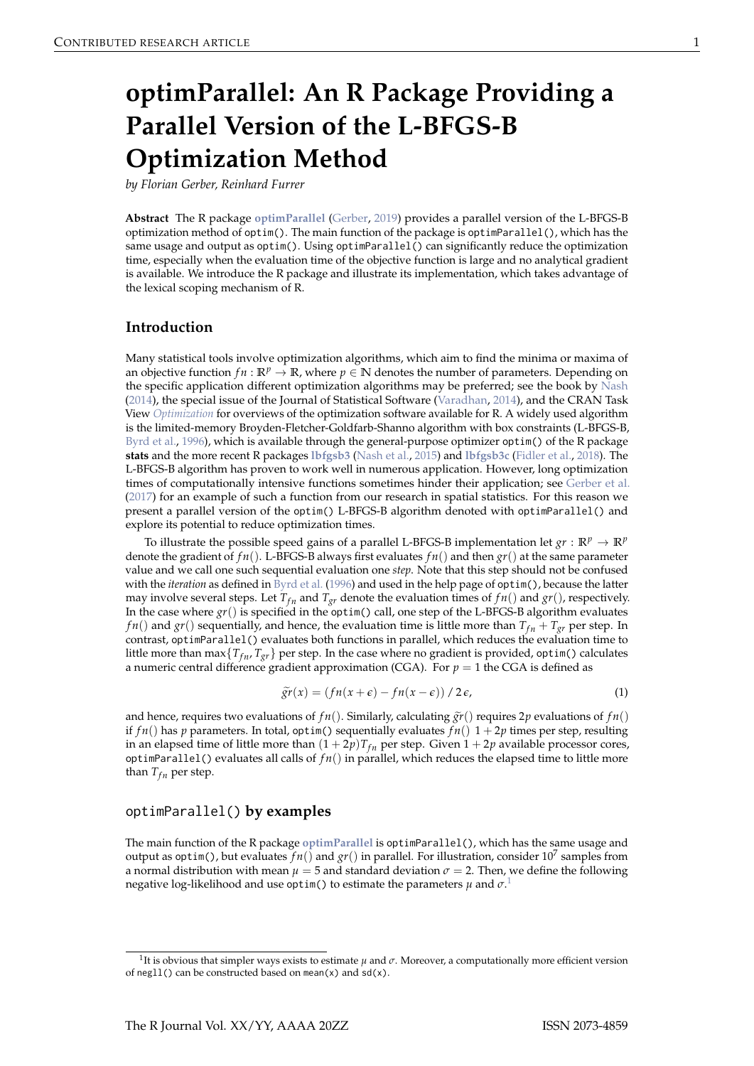# optimParallel: An R Package Providing a Parallel Version of the L-BFGS-B Optimization Method

*by Florian Gerber, Reinhard Furrer*

**Abstract** The R package **optimParallel** (Gerber, 2019) provides a parallel version of the L-BFGS-B optimization method of `optim()`. The main function of the package is `optimParallel()`, which has the same usage and output as `optim()`. Using `optimParallel()` can significantly reduce the optimization time, especially when the evaluation time of the objective function is large and no analytical gradient is available. We introduce the R package and illustrate its implementation, which takes advantage of the lexical scoping mechanism of R.

## Introduction

Many statistical tools involve optimization algorithms, which aim to find the minima or maxima of an objective function $fn : \mathbb{R}^p \to \mathbb{R}$, where $p \in \mathbb{N}$ denotes the number of parameters. Depending on the specific application different optimization algorithms may be preferred; see the book by Nash (2014), the special issue of the Journal of Statistical Software (Varadhan, 2014), and the CRAN Task View *Optimization* for overviews of the optimization software available for R. A widely used algorithm is the limited-memory Broyden-Fletcher-Goldfarb-Shanno algorithm with box constraints (L-BFGS-B, Byrd et al., 1996), which is available through the general-purpose optimizer `optim()` of the R package **stats** and the more recent R packages **lbfgsb3** (Nash et al., 2015) and **lbfgsb3c** (Fidler et al., 2018). The L-BFGS-B algorithm has proven to work well in numerous application. However, long optimization times of computationally intensive functions sometimes hinder their application; see Gerber et al. (2017) for an example of such a function from our research in spatial statistics. For this reason we present a parallel version of the `optim()` L-BFGS-B algorithm denoted with `optimParallel()` and explore its potential to reduce optimization times.

To illustrate the possible speed gains of a parallel L-BFGS-B implementation let $gr : \mathbb{R}^p \to \mathbb{R}^p$ denote the gradient of $fn()$. L-BFGS-B always first evaluates $fn()$ and then $gr()$ at the same parameter value and we call one such sequential evaluation one *step*. Note that this step should not be confused with the *iteration* as defined in Byrd et al. (1996) and used in the help page of `optim()`, because the latter may involve several steps. Let $T_{fn}$ and $T_{gr}$ denote the evaluation times of $fn()$ and $gr()$, respectively. In the case where $gr()$ is specified in the `optim()` call, one step of the L-BFGS-B algorithm evaluates $fn()$ and $gr()$ sequentially, and hence, the evaluation time is little more than $T_{fn} + T_{gr}$ per step. In contrast, `optimParallel()` evaluates both functions in parallel, which reduces the evaluation time to little more than $\max\{T_{fn}, T_{gr}\}$ per step. In the case where no gradient is provided, `optim()` calculates a numeric central difference gradient approximation (CGA). For $p = 1$ the CGA is defined as

$$\widetilde{gr}(x) = (fn(x+\epsilon) - fn(x-\epsilon)) \,/\, 2\,\epsilon, \tag{1}$$

and hence, requires two evaluations of $fn()$. Similarly, calculating $\widetilde{gr}()$ requires $2p$ evaluations of $fn()$ if $fn()$ has $p$ parameters. In total, `optim()` sequentially evaluates $fn()$ $1 + 2p$ times per step, resulting in an elapsed time of little more than $(1 + 2p)T_{fn}$ per step. Given $1 + 2p$ available processor cores, `optimParallel()` evaluates all calls of $fn()$ in parallel, which reduces the elapsed time to little more than $T_{fn}$ per step.

## `optimParallel()` by examples

The main function of the R package **optimParallel** is `optimParallel()`, which has the same usage and output as `optim()`, but evaluates $fn()$ and $gr()$ in parallel. For illustration, consider $10^7$ samples from a normal distribution with mean $\mu = 5$ and standard deviation $\sigma = 2$. Then, we define the following negative log-likelihood and use `optim()` to estimate the parameters $\mu$ and $\sigma$.[1]

[1] It is obvious that simpler ways exists to estimate $\mu$ and $\sigma$. Moreover, a computationally more efficient version of `negll()` can be constructed based on `mean(x)` and `sd(x)`.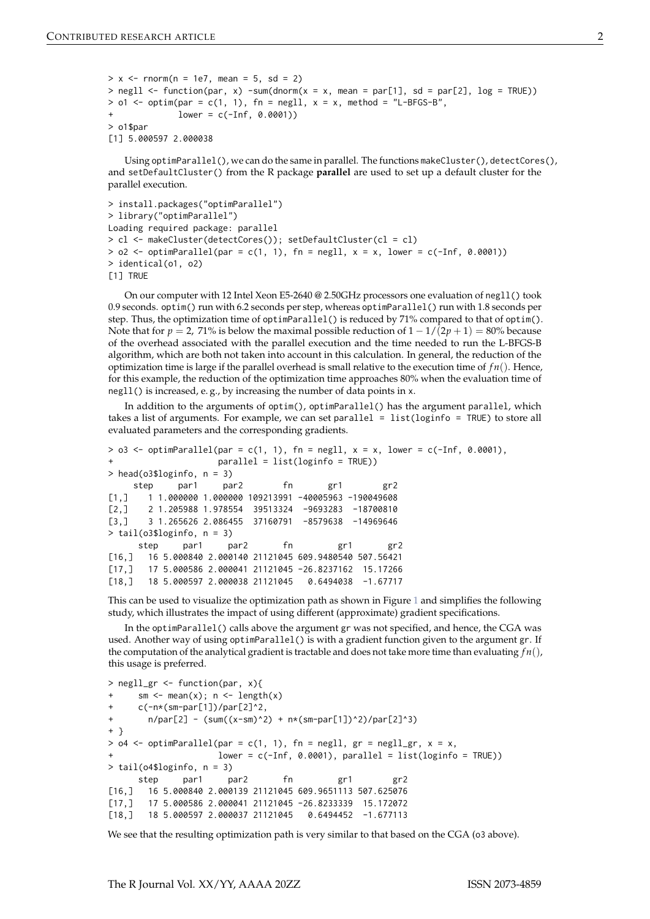```
> x <- rnorm(n = 1e7, mean = 5, sd = 2)
> negll <- function(par, x) -sum(dnorm(x = x, mean = par[1], sd = par[2], log = TRUE))
> o1 <- optim(par = c(1, 1), fn = negll, x = x, method = "L-BFGS-B",
+             lower = c(-Inf, 0.0001))
> o1$par
[1] 5.000597 2.000038
```

Using `optimParallel()`, we can do the same in parallel. The functions `makeCluster()`, `detectCores()`, and `setDefaultCluster()` from the R package **parallel** are used to set up a default cluster for the parallel execution.

```
> install.packages("optimParallel")
> library("optimParallel")
Loading required package: parallel
> cl <- makeCluster(detectCores()); setDefaultCluster(cl = cl)
> o2 <- optimParallel(par = c(1, 1), fn = negll, x = x, lower = c(-Inf, 0.0001))
> identical(o1, o2)
[1] TRUE
```

On our computer with 12 Intel Xeon E5-2640 @ 2.50GHz processors one evaluation of `negll()` took 0.9 seconds. `optim()` run with 6.2 seconds per step, whereas `optimParallel()` run with 1.8 seconds per step. Thus, the optimization time of `optimParallel()` is reduced by 71% compared to that of `optim()`. Note that for $p = 2$, 71% is below the maximal possible reduction of $1 - 1/(2p + 1) = 80\%$ because of the overhead associated with the parallel execution and the time needed to run the L-BFGS-B algorithm, which are both not taken into account in this calculation. In general, the reduction of the optimization time is large if the parallel overhead is small relative to the execution time of $fn()$. Hence, for this example, the reduction of the optimization time approaches 80% when the evaluation time of `negll()` is increased, e. g., by increasing the number of data points in `x`.

In addition to the arguments of `optim()`, `optimParallel()` has the argument `parallel`, which takes a list of arguments. For example, we can set `parallel = list(loginfo = TRUE)` to store all evaluated parameters and the corresponding gradients.

```
> o3 <- optimParallel(par = c(1, 1), fn = negll, x = x, lower = c(-Inf, 0.0001),
+                     parallel = list(loginfo = TRUE))
> head(o3$loginfo, n = 3)
     step     par1     par2        fn       gr1        gr2
[1,]    1 1.000000 1.000000 109213991 -40005963 -190049608
[2,]    2 1.205988 1.978554  39513324  -9693283  -18700810
[3,]    3 1.265626 2.086455  37160791  -8579638  -14969646
> tail(o3$loginfo, n = 3)
      step     par1     par2       fn         gr1       gr2
[16,]   16 5.000840 2.000140 21121045 609.9480540 507.56421
[17,]   17 5.000586 2.000041 21121045 -26.8237162  15.17266
[18,]   18 5.000597 2.000038 21121045   0.6494038  -1.67717
```

This can be used to visualize the optimization path as shown in Figure 1 and simplifies the following study, which illustrates the impact of using different (approximate) gradient specifications.

In the `optimParallel()` calls above the argument `gr` was not specified, and hence, the CGA was used. Another way of using `optimParallel()` is with a gradient function given to the argument `gr`. If the computation of the analytical gradient is tractable and does not take more time than evaluating $fn()$, this usage is preferred.

```
> negll_gr <- function(par, x){
+     sm <- mean(x); n <- length(x)
+     c(-n*(sm-par[1])/par[2]^2,
+       n/par[2] - (sum((x-sm)^2) + n*(sm-par[1])^2)/par[2]^3)
+ }
> o4 <- optimParallel(par = c(1, 1), fn = negll, gr = negll_gr, x = x,
+                     lower = c(-Inf, 0.0001), parallel = list(loginfo = TRUE))
> tail(o4$loginfo, n = 3)
      step     par1     par2       fn         gr1        gr2
[16,]   16 5.000840 2.000139 21121045 609.9651113 507.625076
[17,]   17 5.000586 2.000041 21121045 -26.8233339  15.172072
[18,]   18 5.000597 2.000037 21121045   0.6494452  -1.677113
```

We see that the resulting optimization path is very similar to that based on the CGA (`o3` above).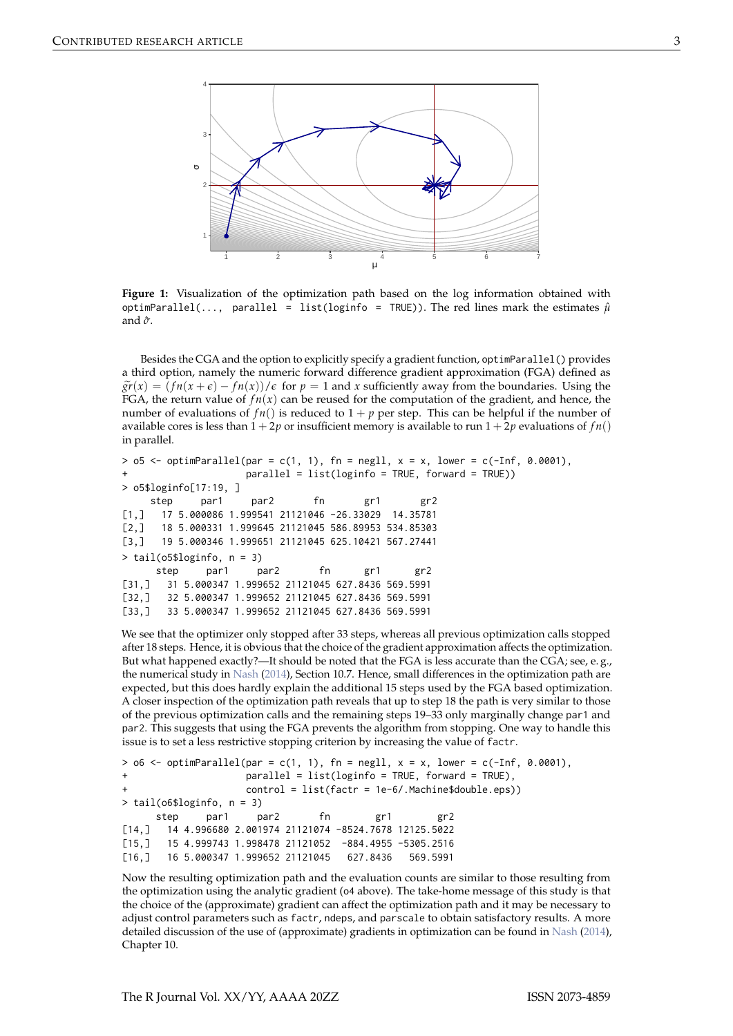4

3

σ

2

1

1 2 3 4 5 6 7

μ

**Figure 1:** Visualization of the optimization path based on the log information obtained with `optimParallel(..., parallel = list(loginfo = TRUE))`. The red lines mark the estimates $\hat{\mu}$ and $\hat{\sigma}$.

Besides the CGA and the option to explicitly specify a gradient function, `optimParallel()` provides a third option, namely the numeric forward difference gradient approximation (FGA) defined as $\tilde{gr}(x) = (fn(x+\epsilon) - fn(x))/\epsilon$ for $p = 1$ and $x$ sufficiently away from the boundaries. Using the FGA, the return value of $fn(x)$ can be reused for the computation of the gradient, and hence, the number of evaluations of $fn()$ is reduced to $1 + p$ per step. This can be helpful if the number of available cores is less than $1 + 2p$ or insufficient memory is available to run $1 + 2p$ evaluations of $fn()$ in parallel.

```
> o5 <- optimParallel(par = c(1, 1), fn = negll, x = x, lower = c(-Inf, 0.0001),
+                    parallel = list(loginfo = TRUE, forward = TRUE))
> o5$loginfo[17:19, ]
     step     par1     par2       fn       gr1       gr2
[1,]   17 5.000086 1.999541 21121046 -26.33029  14.35781
[2,]   18 5.000331 1.999645 21121045 586.89953 534.85303
[3,]   19 5.000346 1.999651 21121045 625.10421 567.27441
> tail(o5$loginfo, n = 3)
      step     par1     par2       fn      gr1      gr2
[31,]   31 5.000347 1.999652 21121045 627.8436 569.5991
[32,]   32 5.000347 1.999652 21121045 627.8436 569.5991
[33,]   33 5.000347 1.999652 21121045 627.8436 569.5991
```

We see that the optimizer only stopped after 33 steps, whereas all previous optimization calls stopped after 18 steps. Hence, it is obvious that the choice of the gradient approximation affects the optimization. But what happened exactly?—It should be noted that the FGA is less accurate than the CGA; see, e. g., the numerical study in Nash (2014), Section 10.7. Hence, small differences in the optimization path are expected, but this does hardly explain the additional 15 steps used by the FGA based optimization. A closer inspection of the optimization path reveals that up to step 18 the path is very similar to those of the previous optimization calls and the remaining steps 19–33 only marginally change `par1` and `par2`. This suggests that using the FGA prevents the algorithm from stopping. One way to handle this issue is to set a less restrictive stopping criterion by increasing the value of `factr`.

```
> o6 <- optimParallel(par = c(1, 1), fn = negll, x = x, lower = c(-Inf, 0.0001),
+                    parallel = list(loginfo = TRUE, forward = TRUE),
+                    control = list(factr = 1e-6/.Machine$double.eps))
> tail(o6$loginfo, n = 3)
      step     par1     par2       fn        gr1        gr2
[14,]   14 4.996680 2.001974 21121074 -8524.7678 12125.5022
[15,]   15 4.999743 1.998478 21121052  -884.4955 -5305.2516
[16,]   16 5.000347 1.999652 21121045   627.8436   569.5991
```

Now the resulting optimization path and the evaluation counts are similar to those resulting from the optimization using the analytic gradient (`o4` above). The take-home message of this study is that the choice of the (approximate) gradient can affect the optimization path and it may be necessary to adjust control parameters such as `factr`, `ndeps`, and `parscale` to obtain satisfactory results. A more detailed discussion of the use of (approximate) gradients in optimization can be found in Nash (2014), Chapter 10.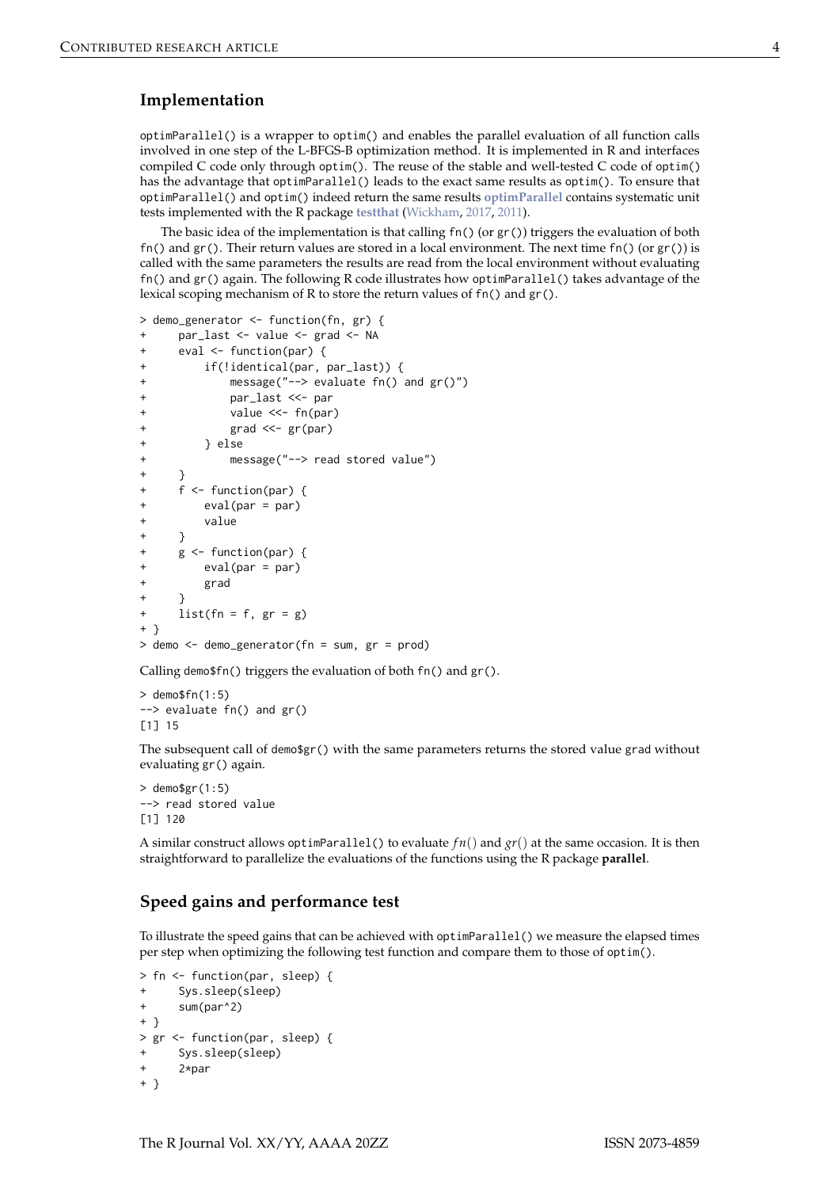## Implementation

optimParallel() is a wrapper to optim() and enables the parallel evaluation of all function calls involved in one step of the L-BFGS-B optimization method. It is implemented in R and interfaces compiled C code only through optim(). The reuse of the stable and well-tested C code of optim() has the advantage that optimParallel() leads to the exact same results as optim(). To ensure that optimParallel() and optim() indeed return the same results **optimParallel** contains systematic unit tests implemented with the R package **testthat** (Wickham, 2017, 2011).

The basic idea of the implementation is that calling fn() (or gr()) triggers the evaluation of both fn() and gr(). Their return values are stored in a local environment. The next time fn() (or gr()) is called with the same parameters the results are read from the local environment without evaluating fn() and gr() again. The following R code illustrates how optimParallel() takes advantage of the lexical scoping mechanism of R to store the return values of fn() and gr().

```
> demo_generator <- function(fn, gr) {
+     par_last <- value <- grad <- NA
+     eval <- function(par) {
+         if(!identical(par, par_last)) {
+             message("--> evaluate fn() and gr()")
+             par_last <<- par
+             value <<- fn(par)
+             grad <<- gr(par)
+         } else
+             message("--> read stored value")
+     }
+     f <- function(par) {
+         eval(par = par)
+         value
+     }
+     g <- function(par) {
+         eval(par = par)
+         grad
+     }
+     list(fn = f, gr = g)
+ }
> demo <- demo_generator(fn = sum, gr = prod)
```

Calling demo$fn() triggers the evaluation of both fn() and gr().

```
> demo$fn(1:5)
--> evaluate fn() and gr()
[1] 15
```

The subsequent call of demo$gr() with the same parameters returns the stored value grad without evaluating gr() again.

```
> demo$gr(1:5)
--> read stored value
[1] 120
```

A similar construct allows optimParallel() to evaluate $fn()$ and $gr()$ at the same occasion. It is then straightforward to parallelize the evaluations of the functions using the R package **parallel**.

## Speed gains and performance test

To illustrate the speed gains that can be achieved with optimParallel() we measure the elapsed times per step when optimizing the following test function and compare them to those of optim().

```
> fn <- function(par, sleep) {
+     Sys.sleep(sleep)
+     sum(par^2)
+ }
> gr <- function(par, sleep) {
+     Sys.sleep(sleep)
+     2*par
+ }
```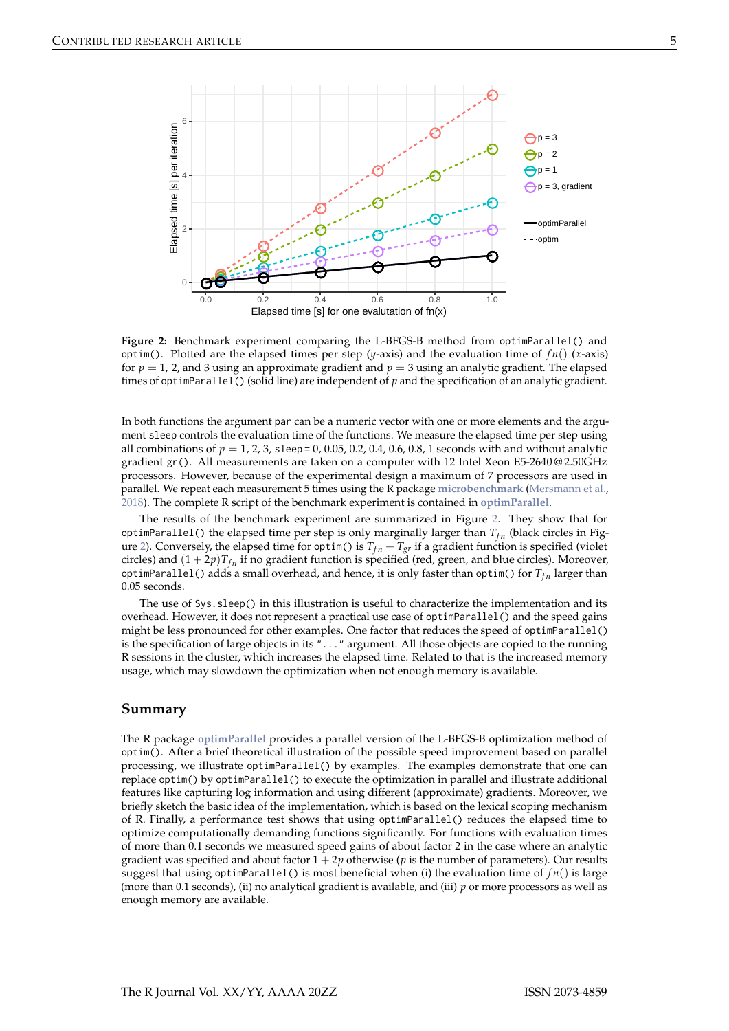Elapsed time [s] per iteration

0
2
4
6

0.0
0.2
0.4
0.6
0.8
1.0

Elapsed time [s] for one evalutation of fn(x)

p = 3
p = 2
p = 1
p = 3, gradient

optimParallel
optim

**Figure 2:** Benchmark experiment comparing the L-BFGS-B method from `optimParallel()` and `optim()`. Plotted are the elapsed times per step ($y$-axis) and the evaluation time of $fn()$ ($x$-axis) for $p = 1$, 2, and 3 using an approximate gradient and $p = 3$ using an analytic gradient. The elapsed times of `optimParallel()` (solid line) are independent of $p$ and the specification of an analytic gradient.

In both functions the argument `par` can be a numeric vector with one or more elements and the argument `sleep` controls the evaluation time of the functions. We measure the elapsed time per step using all combinations of $p = 1, 2, 3$, `sleep` $= 0, 0.05, 0.2, 0.4, 0.6, 0.8, 1$ seconds with and without analytic gradient `gr()`. All measurements are taken on a computer with 12 Intel Xeon E5-2640@2.50GHz processors. However, because of the experimental design a maximum of 7 processors are used in parallel. We repeat each measurement 5 times using the R package **microbenchmark** (Mersmann et al., 2018). The complete R script of the benchmark experiment is contained in **optimParallel**.

The results of the benchmark experiment are summarized in Figure 2. They show that for `optimParallel()` the elapsed time per step is only marginally larger than $T_{fn}$ (black circles in Figure 2). Conversely, the elapsed time for `optim()` is $T_{fn} + T_{gr}$ if a gradient function is specified (violet circles) and $(1 + 2p)T_{fn}$ if no gradient function is specified (red, green, and blue circles). Moreover, `optimParallel()` adds a small overhead, and hence, it is only faster than `optim()` for $T_{fn}$ larger than 0.05 seconds.

The use of `Sys.sleep()` in this illustration is useful to characterize the implementation and its overhead. However, it does not represent a practical use case of `optimParallel()` and the speed gains might be less pronounced for other examples. One factor that reduces the speed of `optimParallel()` is the specification of large objects in its `"..."` argument. All those objects are copied to the running R sessions in the cluster, which increases the elapsed time. Related to that is the increased memory usage, which may slowdown the optimization when not enough memory is available.

## Summary

The R package **optimParallel** provides a parallel version of the L-BFGS-B optimization method of `optim()`. After a brief theoretical illustration of the possible speed improvement based on parallel processing, we illustrate `optimParallel()` by examples. The examples demonstrate that one can replace `optim()` by `optimParallel()` to execute the optimization in parallel and illustrate additional features like capturing log information and using different (approximate) gradients. Moreover, we briefly sketch the basic idea of the implementation, which is based on the lexical scoping mechanism of R. Finally, a performance test shows that using `optimParallel()` reduces the elapsed time to optimize computationally demanding functions significantly. For functions with evaluation times of more than 0.1 seconds we measured speed gains of about factor 2 in the case where an analytic gradient was specified and about factor $1 + 2p$ otherwise ($p$ is the number of parameters). Our results suggest that using `optimParallel()` is most beneficial when (i) the evaluation time of $fn()$ is large (more than 0.1 seconds), (ii) no analytical gradient is available, and (iii) $p$ or more processors as well as enough memory are available.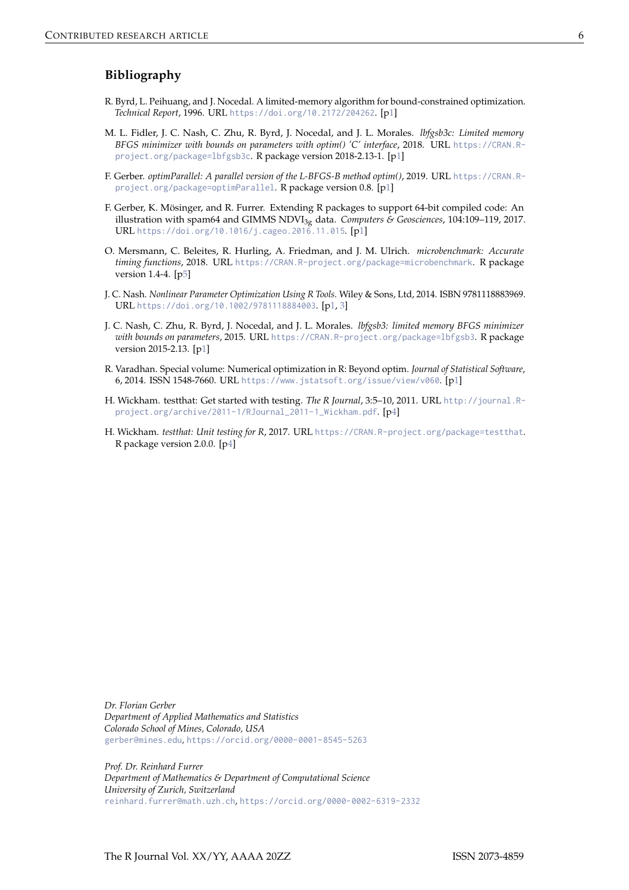## Bibliography

R. Byrd, L. Peihuang, and J. Nocedal. A limited-memory algorithm for bound-constrained optimization. *Technical Report*, 1996. URL https://doi.org/10.2172/204262. [p1]

M. L. Fidler, J. C. Nash, C. Zhu, R. Byrd, J. Nocedal, and J. L. Morales. *lbfgsb3c: Limited memory BFGS minimizer with bounds on parameters with optim() 'C' interface*, 2018. URL https://CRAN.R-project.org/package=lbfgsb3c. R package version 2018-2.13-1. [p1]

F. Gerber. *optimParallel: A parallel version of the L-BFGS-B method optim()*, 2019. URL https://CRAN.R-project.org/package=optimParallel. R package version 0.8. [p1]

F. Gerber, K. Mösinger, and R. Furrer. Extending R packages to support 64-bit compiled code: An illustration with spam64 and GIMMS $\text{NDVI}_{3g}$ data. *Computers & Geosciences*, 104:109–119, 2017. URL https://doi.org/10.1016/j.cageo.2016.11.015. [p1]

O. Mersmann, C. Beleites, R. Hurling, A. Friedman, and J. M. Ulrich. *microbenchmark: Accurate timing functions*, 2018. URL https://CRAN.R-project.org/package=microbenchmark. R package version 1.4-4. [p5]

J. C. Nash. *Nonlinear Parameter Optimization Using R Tools*. Wiley & Sons, Ltd, 2014. ISBN 9781118883969. URL https://doi.org/10.1002/9781118884003. [p1, 3]

J. C. Nash, C. Zhu, R. Byrd, J. Nocedal, and J. L. Morales. *lbfgsb3: limited memory BFGS minimizer with bounds on parameters*, 2015. URL https://CRAN.R-project.org/package=lbfgsb3. R package version 2015-2.13. [p1]

R. Varadhan. Special volume: Numerical optimization in R: Beyond optim. *Journal of Statistical Software*, 6, 2014. ISSN 1548-7660. URL https://www.jstatsoft.org/issue/view/v060. [p1]

H. Wickham. testthat: Get started with testing. *The R Journal*, 3:5–10, 2011. URL http://journal.R-project.org/archive/2011-1/RJournal_2011-1_Wickham.pdf. [p4]

H. Wickham. *testthat: Unit testing for R*, 2017. URL https://CRAN.R-project.org/package=testthat. R package version 2.0.0. [p4]

*Dr. Florian Gerber*
*Department of Applied Mathematics and Statistics*
*Colorado School of Mines, Colorado, USA*
gerber@mines.edu, https://orcid.org/0000-0001-8545-5263

*Prof. Dr. Reinhard Furrer*
*Department of Mathematics & Department of Computational Science*
*University of Zurich, Switzerland*
reinhard.furrer@math.uzh.ch, https://orcid.org/0000-0002-6319-2332